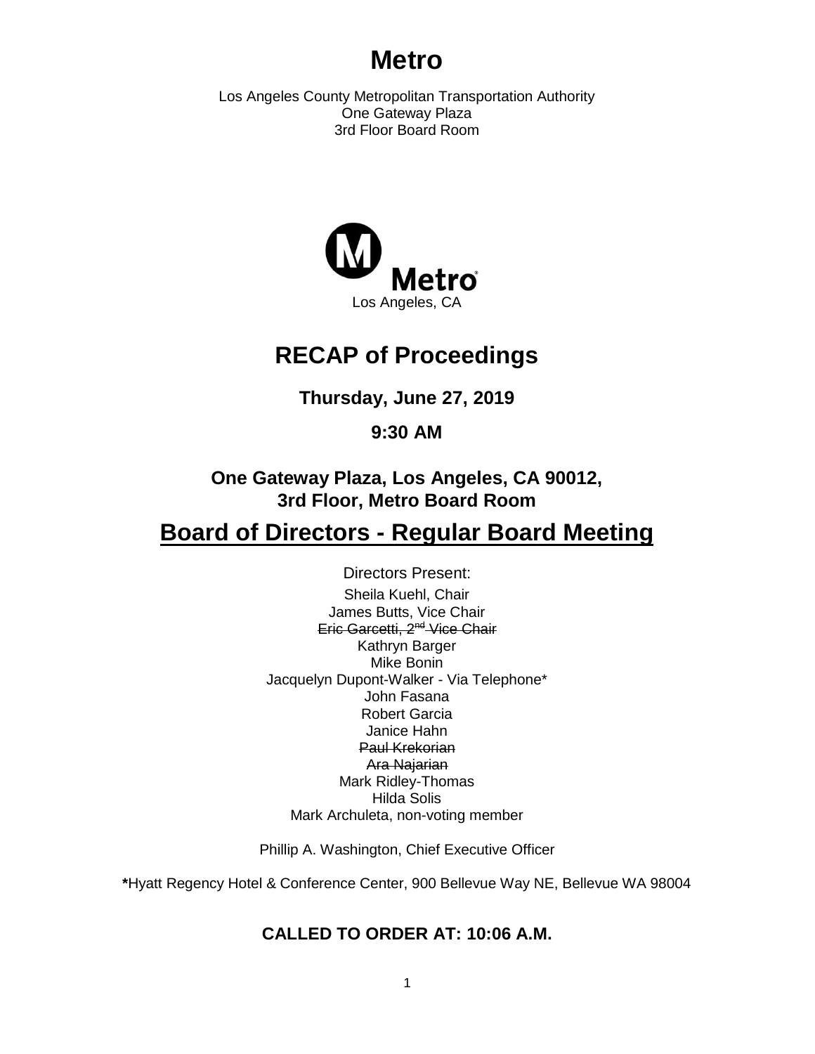# Metro

Los Angeles County Metropolitan Transportation Authority
One Gateway Plaza
3rd Floor Board Room

Metro
Los Angeles, CA

## RECAP of Proceedings

**Thursday, June 27, 2019**

**9:30 AM**

**One Gateway Plaza, Los Angeles, CA 90012,**
**3rd Floor, Metro Board Room**

## Board of Directors - Regular Board Meeting

Directors Present:

Sheila Kuehl, Chair
James Butts, Vice Chair
~~Eric Garcetti, 2nd Vice Chair~~
Kathryn Barger
Mike Bonin
Jacquelyn Dupont-Walker - Via Telephone*
John Fasana
Robert Garcia
Janice Hahn
~~Paul Krekorian~~
~~Ara Najarian~~
Mark Ridley-Thomas
Hilda Solis
Mark Archuleta, non-voting member

Phillip A. Washington, Chief Executive Officer

***Hyatt Regency Hotel & Conference Center, 900 Bellevue Way NE, Bellevue WA 98004**

### CALLED TO ORDER AT: 10:06 A.M.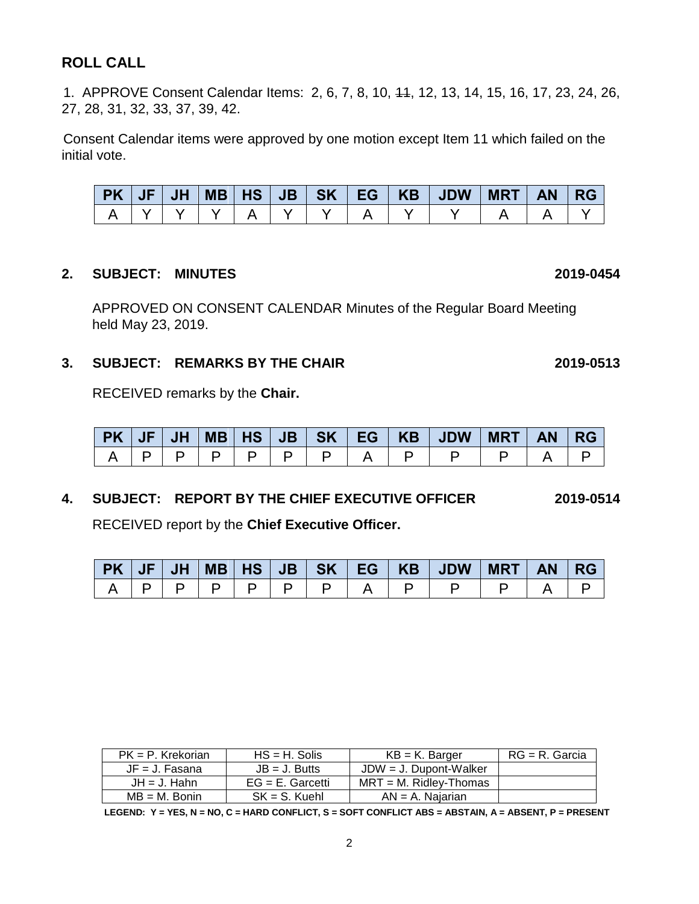## ROLL CALL

1. APPROVE Consent Calendar Items: 2, 6, 7, 8, 10, ~~11~~, 12, 13, 14, 15, 16, 17, 23, 24, 26, 27, 28, 31, 32, 33, 37, 39, 42.

Consent Calendar items were approved by one motion except Item 11 which failed on the initial vote.

| PK | JF | JH | MB | HS | JB | SK | EG | KB | JDW | MRT | AN | RG |
|---|---|---|---|---|---|---|---|---|---|---|---|---|
| A | Y | Y | Y | A | Y | Y | A | Y | Y | A | A | Y |

**2. SUBJECT: MINUTES 2019-0454**

APPROVED ON CONSENT CALENDAR Minutes of the Regular Board Meeting held May 23, 2019.

**3. SUBJECT: REMARKS BY THE CHAIR 2019-0513**

RECEIVED remarks by the **Chair.**

| PK | JF | JH | MB | HS | JB | SK | EG | KB | JDW | MRT | AN | RG |
|---|---|---|---|---|---|---|---|---|---|---|---|---|
| A | P | P | P | P | P | P | A | P | P | P | A | P |

**4. SUBJECT: REPORT BY THE CHIEF EXECUTIVE OFFICER 2019-0514**

RECEIVED report by the **Chief Executive Officer.**

| PK | JF | JH | MB | HS | JB | SK | EG | KB | JDW | MRT | AN | RG |
|---|---|---|---|---|---|---|---|---|---|---|---|---|
| A | P | P | P | P | P | P | A | P | P | P | A | P |

| PK = P. Krekorian | HS = H. Solis | KB = K. Barger | RG = R. Garcia |
|---|---|---|---|
| JF = J. Fasana | JB = J. Butts | JDW = J. Dupont-Walker | |
| JH = J. Hahn | EG = E. Garcetti | MRT = M. Ridley-Thomas | |
| MB = M. Bonin | SK = S. Kuehl | AN = A. Najarian | |

**LEGEND: Y = YES, N = NO, C = HARD CONFLICT, S = SOFT CONFLICT ABS = ABSTAIN, A = ABSENT, P = PRESENT**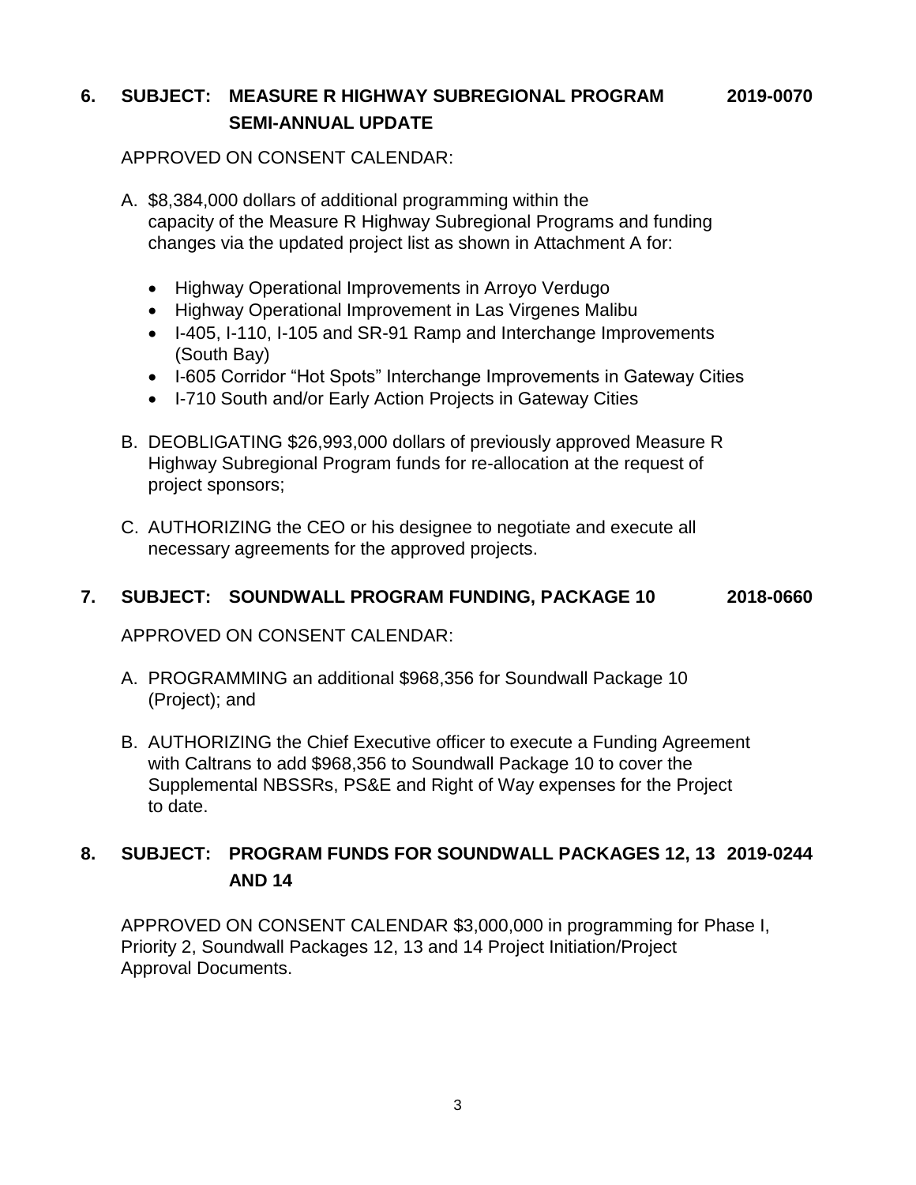**6. SUBJECT: MEASURE R HIGHWAY SUBREGIONAL PROGRAM SEMI-ANNUAL UPDATE** **2019-0070**

APPROVED ON CONSENT CALENDAR:

A. $8,384,000 dollars of additional programming within the capacity of the Measure R Highway Subregional Programs and funding changes via the updated project list as shown in Attachment A for:

- Highway Operational Improvements in Arroyo Verdugo
- Highway Operational Improvement in Las Virgenes Malibu
- I-405, I-110, I-105 and SR-91 Ramp and Interchange Improvements (South Bay)
- I-605 Corridor "Hot Spots" Interchange Improvements in Gateway Cities
- I-710 South and/or Early Action Projects in Gateway Cities

B. DEOBLIGATING $26,993,000 dollars of previously approved Measure R Highway Subregional Program funds for re-allocation at the request of project sponsors;

C. AUTHORIZING the CEO or his designee to negotiate and execute all necessary agreements for the approved projects.

**7. SUBJECT: SOUNDWALL PROGRAM FUNDING, PACKAGE 10** **2018-0660**

APPROVED ON CONSENT CALENDAR:

A. PROGRAMMING an additional $968,356 for Soundwall Package 10 (Project); and

B. AUTHORIZING the Chief Executive officer to execute a Funding Agreement with Caltrans to add $968,356 to Soundwall Package 10 to cover the Supplemental NBSSRs, PS&E and Right of Way expenses for the Project to date.

**8. SUBJECT: PROGRAM FUNDS FOR SOUNDWALL PACKAGES 12, 13 AND 14** **2019-0244**

APPROVED ON CONSENT CALENDAR $3,000,000 in programming for Phase I, Priority 2, Soundwall Packages 12, 13 and 14 Project Initiation/Project Approval Documents.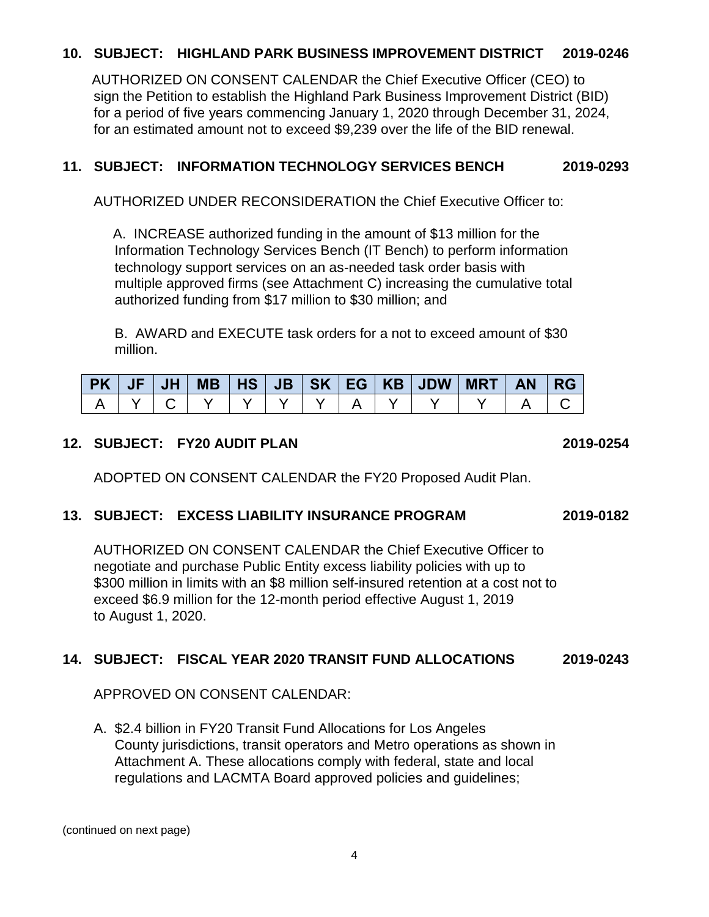**10. SUBJECT: HIGHLAND PARK BUSINESS IMPROVEMENT DISTRICT 2019-0246**

AUTHORIZED ON CONSENT CALENDAR the Chief Executive Officer (CEO) to sign the Petition to establish the Highland Park Business Improvement District (BID) for a period of five years commencing January 1, 2020 through December 31, 2024, for an estimated amount not to exceed $9,239 over the life of the BID renewal.

**11. SUBJECT: INFORMATION TECHNOLOGY SERVICES BENCH 2019-0293**

AUTHORIZED UNDER RECONSIDERATION the Chief Executive Officer to:

A. INCREASE authorized funding in the amount of $13 million for the Information Technology Services Bench (IT Bench) to perform information technology support services on an as-needed task order basis with multiple approved firms (see Attachment C) increasing the cumulative total authorized funding from $17 million to $30 million; and

B. AWARD and EXECUTE task orders for a not to exceed amount of $30 million.

| PK | JF | JH | MB | HS | JB | SK | EG | KB | JDW | MRT | AN | RG |
|---|---|---|---|---|---|---|---|---|---|---|---|---|
| A | Y | C | Y | Y | Y | Y | A | Y | Y | Y | A | C |

**12. SUBJECT: FY20 AUDIT PLAN 2019-0254**

ADOPTED ON CONSENT CALENDAR the FY20 Proposed Audit Plan.

**13. SUBJECT: EXCESS LIABILITY INSURANCE PROGRAM 2019-0182**

AUTHORIZED ON CONSENT CALENDAR the Chief Executive Officer to negotiate and purchase Public Entity excess liability policies with up to $300 million in limits with an $8 million self-insured retention at a cost not to exceed $6.9 million for the 12-month period effective August 1, 2019 to August 1, 2020.

**14. SUBJECT: FISCAL YEAR 2020 TRANSIT FUND ALLOCATIONS 2019-0243**

APPROVED ON CONSENT CALENDAR:

A. $2.4 billion in FY20 Transit Fund Allocations for Los Angeles County jurisdictions, transit operators and Metro operations as shown in Attachment A. These allocations comply with federal, state and local regulations and LACMTA Board approved policies and guidelines;

(continued on next page)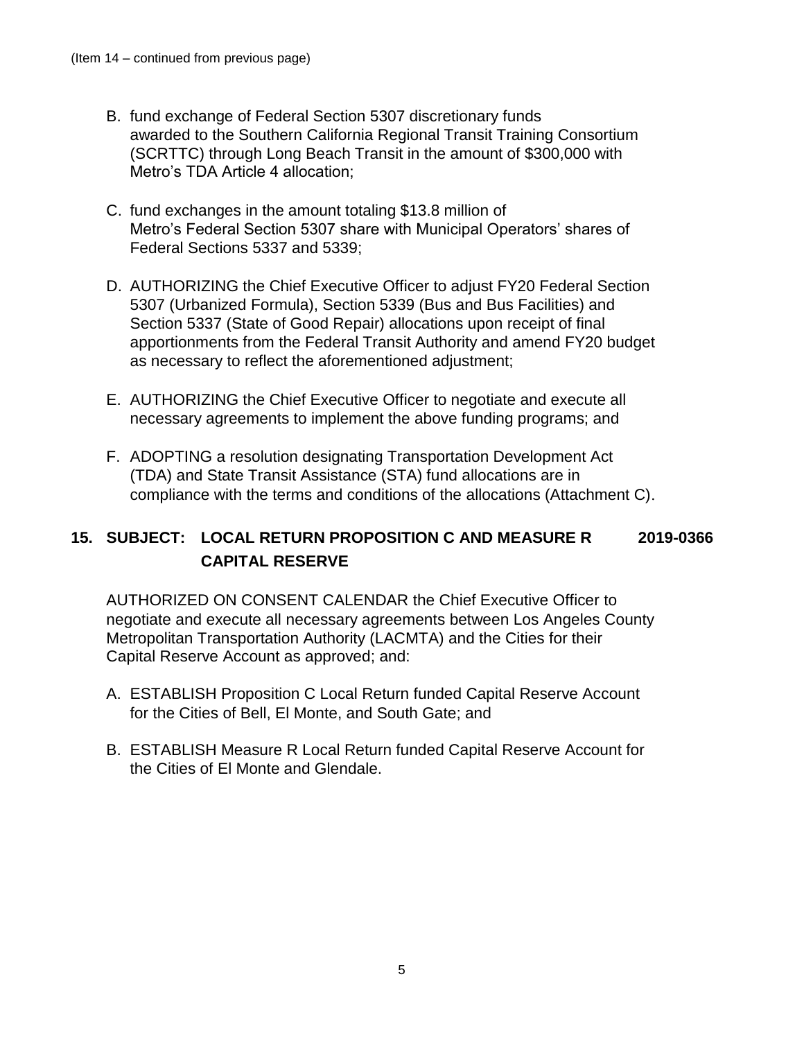(Item 14 – continued from previous page)

B. fund exchange of Federal Section 5307 discretionary funds awarded to the Southern California Regional Transit Training Consortium (SCRTTC) through Long Beach Transit in the amount of $300,000 with Metro's TDA Article 4 allocation;

C. fund exchanges in the amount totaling $13.8 million of Metro's Federal Section 5307 share with Municipal Operators' shares of Federal Sections 5337 and 5339;

D. AUTHORIZING the Chief Executive Officer to adjust FY20 Federal Section 5307 (Urbanized Formula), Section 5339 (Bus and Bus Facilities) and Section 5337 (State of Good Repair) allocations upon receipt of final apportionments from the Federal Transit Authority and amend FY20 budget as necessary to reflect the aforementioned adjustment;

E. AUTHORIZING the Chief Executive Officer to negotiate and execute all necessary agreements to implement the above funding programs; and

F. ADOPTING a resolution designating Transportation Development Act (TDA) and State Transit Assistance (STA) fund allocations are in compliance with the terms and conditions of the allocations (Attachment C).

## 15. SUBJECT: LOCAL RETURN PROPOSITION C AND MEASURE R CAPITAL RESERVE 2019-0366

AUTHORIZED ON CONSENT CALENDAR the Chief Executive Officer to negotiate and execute all necessary agreements between Los Angeles County Metropolitan Transportation Authority (LACMTA) and the Cities for their Capital Reserve Account as approved; and:

A. ESTABLISH Proposition C Local Return funded Capital Reserve Account for the Cities of Bell, El Monte, and South Gate; and

B. ESTABLISH Measure R Local Return funded Capital Reserve Account for the Cities of El Monte and Glendale.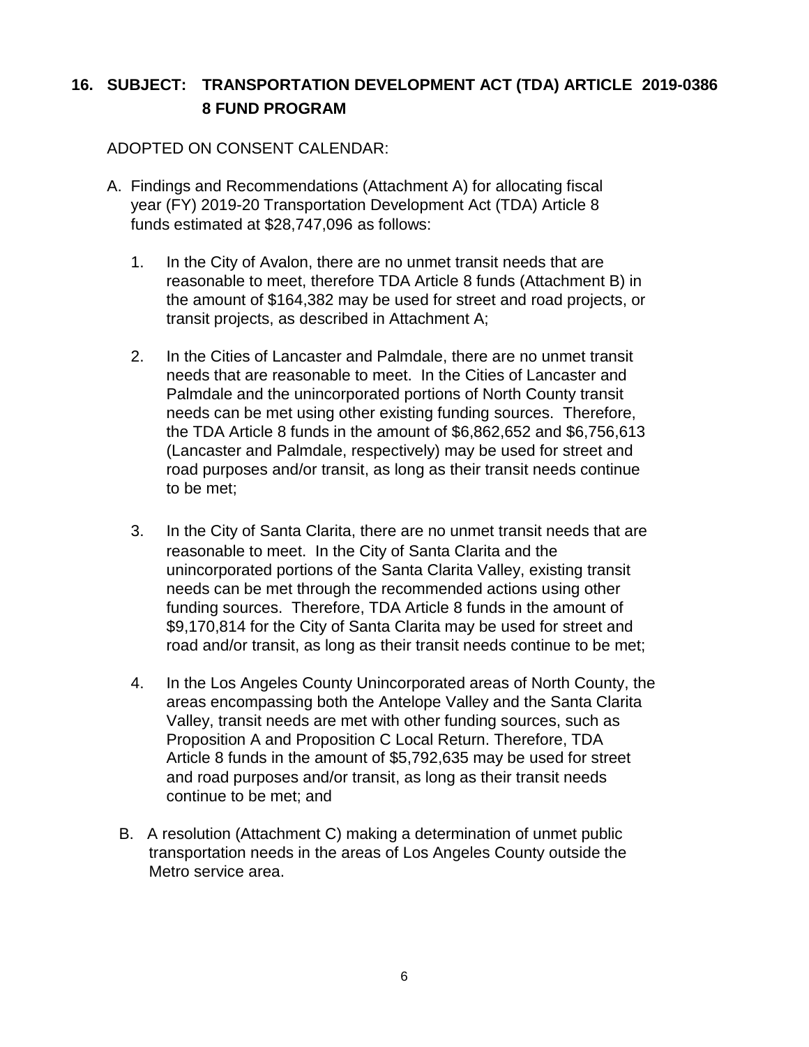## 16. SUBJECT: TRANSPORTATION DEVELOPMENT ACT (TDA) ARTICLE 8 FUND PROGRAM 2019-0386

ADOPTED ON CONSENT CALENDAR:

A. Findings and Recommendations (Attachment A) for allocating fiscal year (FY) 2019-20 Transportation Development Act (TDA) Article 8 funds estimated at $28,747,096 as follows:

   1. In the City of Avalon, there are no unmet transit needs that are reasonable to meet, therefore TDA Article 8 funds (Attachment B) in the amount of $164,382 may be used for street and road projects, or transit projects, as described in Attachment A;

   2. In the Cities of Lancaster and Palmdale, there are no unmet transit needs that are reasonable to meet. In the Cities of Lancaster and Palmdale and the unincorporated portions of North County transit needs can be met using other existing funding sources. Therefore, the TDA Article 8 funds in the amount of $6,862,652 and $6,756,613 (Lancaster and Palmdale, respectively) may be used for street and road purposes and/or transit, as long as their transit needs continue to be met;

   3. In the City of Santa Clarita, there are no unmet transit needs that are reasonable to meet. In the City of Santa Clarita and the unincorporated portions of the Santa Clarita Valley, existing transit needs can be met through the recommended actions using other funding sources. Therefore, TDA Article 8 funds in the amount of $9,170,814 for the City of Santa Clarita may be used for street and road and/or transit, as long as their transit needs continue to be met;

   4. In the Los Angeles County Unincorporated areas of North County, the areas encompassing both the Antelope Valley and the Santa Clarita Valley, transit needs are met with other funding sources, such as Proposition A and Proposition C Local Return. Therefore, TDA Article 8 funds in the amount of $5,792,635 may be used for street and road purposes and/or transit, as long as their transit needs continue to be met; and

B. A resolution (Attachment C) making a determination of unmet public transportation needs in the areas of Los Angeles County outside the Metro service area.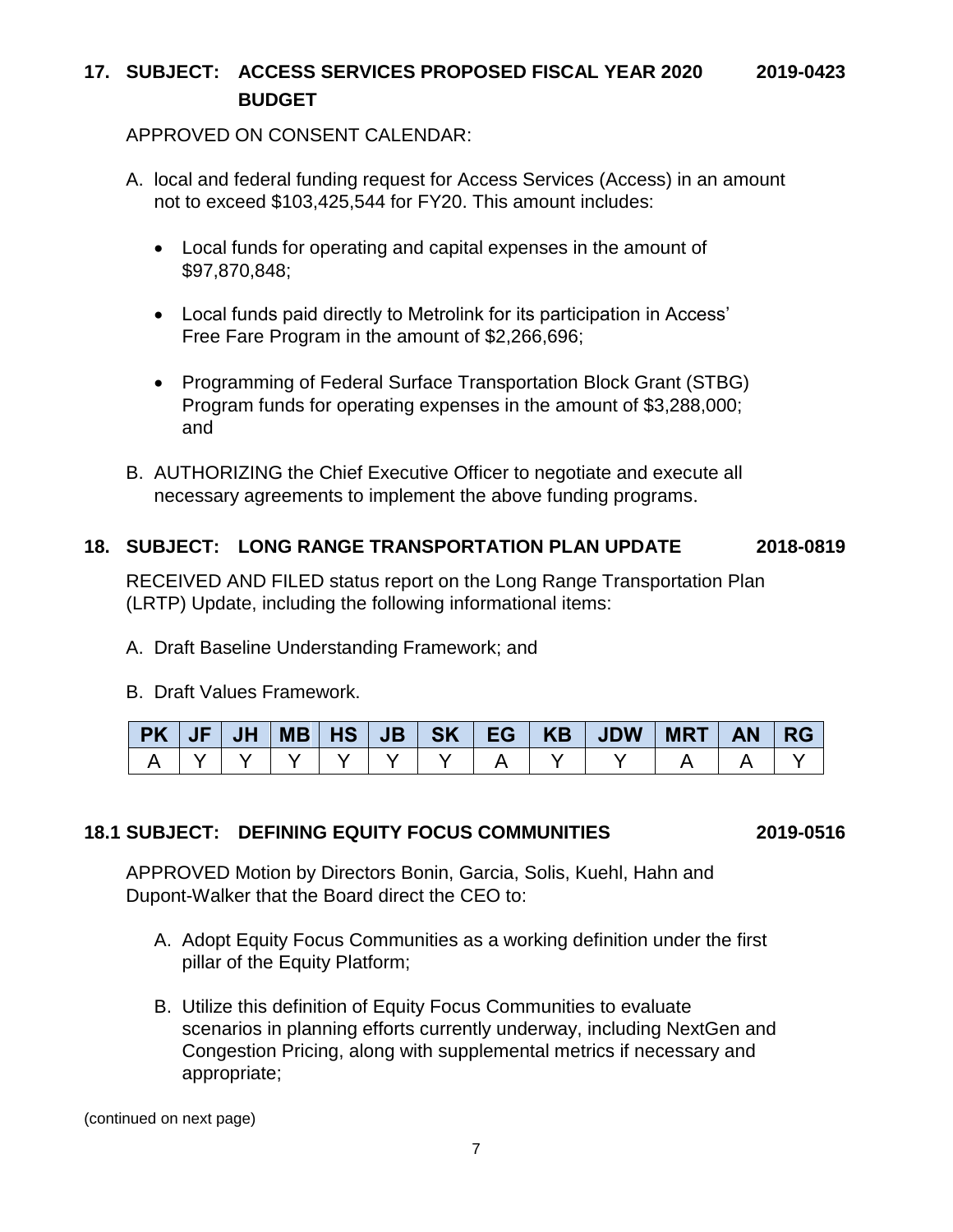**17. SUBJECT: ACCESS SERVICES PROPOSED FISCAL YEAR 2020 BUDGET** **2019-0423**

APPROVED ON CONSENT CALENDAR:

A. local and federal funding request for Access Services (Access) in an amount not to exceed $103,425,544 for FY20. This amount includes:

- Local funds for operating and capital expenses in the amount of $97,870,848;
- Local funds paid directly to Metrolink for its participation in Access' Free Fare Program in the amount of $2,266,696;
- Programming of Federal Surface Transportation Block Grant (STBG) Program funds for operating expenses in the amount of $3,288,000; and

B. AUTHORIZING the Chief Executive Officer to negotiate and execute all necessary agreements to implement the above funding programs.

**18. SUBJECT: LONG RANGE TRANSPORTATION PLAN UPDATE** **2018-0819**

RECEIVED AND FILED status report on the Long Range Transportation Plan (LRTP) Update, including the following informational items:

A. Draft Baseline Understanding Framework; and

B. Draft Values Framework.

| PK | JF | JH | MB | HS | JB | SK | EG | KB | JDW | MRT | AN | RG |
|---|---|---|---|---|---|---|---|---|---|---|---|---|
| A | Y | Y | Y | Y | Y | Y | A | Y | Y | A | A | Y |

**18.1 SUBJECT: DEFINING EQUITY FOCUS COMMUNITIES** **2019-0516**

APPROVED Motion by Directors Bonin, Garcia, Solis, Kuehl, Hahn and Dupont-Walker that the Board direct the CEO to:

A. Adopt Equity Focus Communities as a working definition under the first pillar of the Equity Platform;

B. Utilize this definition of Equity Focus Communities to evaluate scenarios in planning efforts currently underway, including NextGen and Congestion Pricing, along with supplemental metrics if necessary and appropriate;

(continued on next page)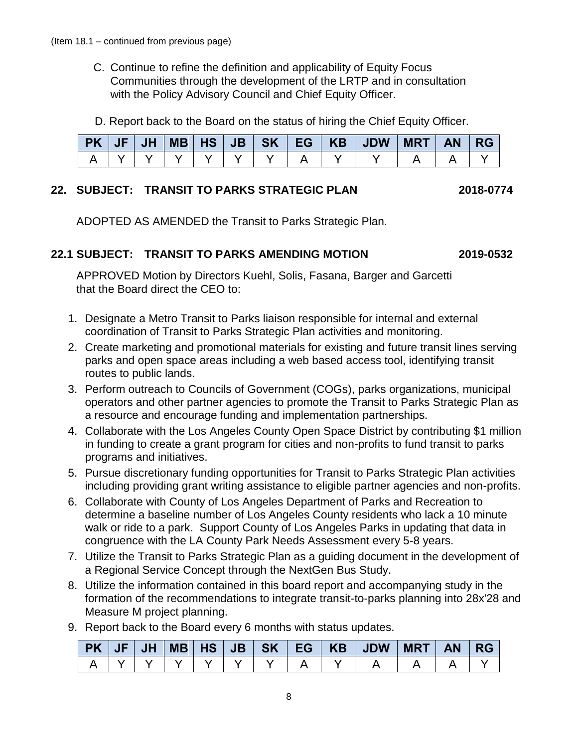(Item 18.1 – continued from previous page)

C. Continue to refine the definition and applicability of Equity Focus Communities through the development of the LRTP and in consultation with the Policy Advisory Council and Chief Equity Officer.

D. Report back to the Board on the status of hiring the Chief Equity Officer.

| PK | JF | JH | MB | HS | JB | SK | EG | KB | JDW | MRT | AN | RG |
|---|---|---|---|---|---|---|---|---|---|---|---|---|
| A | Y | Y | Y | Y | Y | Y | A | Y | Y | A | A | Y |

**22. SUBJECT: TRANSIT TO PARKS STRATEGIC PLAN 2018-0774**

ADOPTED AS AMENDED the Transit to Parks Strategic Plan.

**22.1 SUBJECT: TRANSIT TO PARKS AMENDING MOTION 2019-0532**

APPROVED Motion by Directors Kuehl, Solis, Fasana, Barger and Garcetti that the Board direct the CEO to:

1. Designate a Metro Transit to Parks liaison responsible for internal and external coordination of Transit to Parks Strategic Plan activities and monitoring.
2. Create marketing and promotional materials for existing and future transit lines serving parks and open space areas including a web based access tool, identifying transit routes to public lands.
3. Perform outreach to Councils of Government (COGs), parks organizations, municipal operators and other partner agencies to promote the Transit to Parks Strategic Plan as a resource and encourage funding and implementation partnerships.
4. Collaborate with the Los Angeles County Open Space District by contributing $1 million in funding to create a grant program for cities and non-profits to fund transit to parks programs and initiatives.
5. Pursue discretionary funding opportunities for Transit to Parks Strategic Plan activities including providing grant writing assistance to eligible partner agencies and non-profits.
6. Collaborate with County of Los Angeles Department of Parks and Recreation to determine a baseline number of Los Angeles County residents who lack a 10 minute walk or ride to a park. Support County of Los Angeles Parks in updating that data in congruence with the LA County Park Needs Assessment every 5-8 years.
7. Utilize the Transit to Parks Strategic Plan as a guiding document in the development of a Regional Service Concept through the NextGen Bus Study.
8. Utilize the information contained in this board report and accompanying study in the formation of the recommendations to integrate transit-to-parks planning into 28x'28 and Measure M project planning.
9. Report back to the Board every 6 months with status updates.

| PK | JF | JH | MB | HS | JB | SK | EG | KB | JDW | MRT | AN | RG |
|---|---|---|---|---|---|---|---|---|---|---|---|---|
| A | Y | Y | Y | Y | Y | Y | A | Y | A | A | A | Y |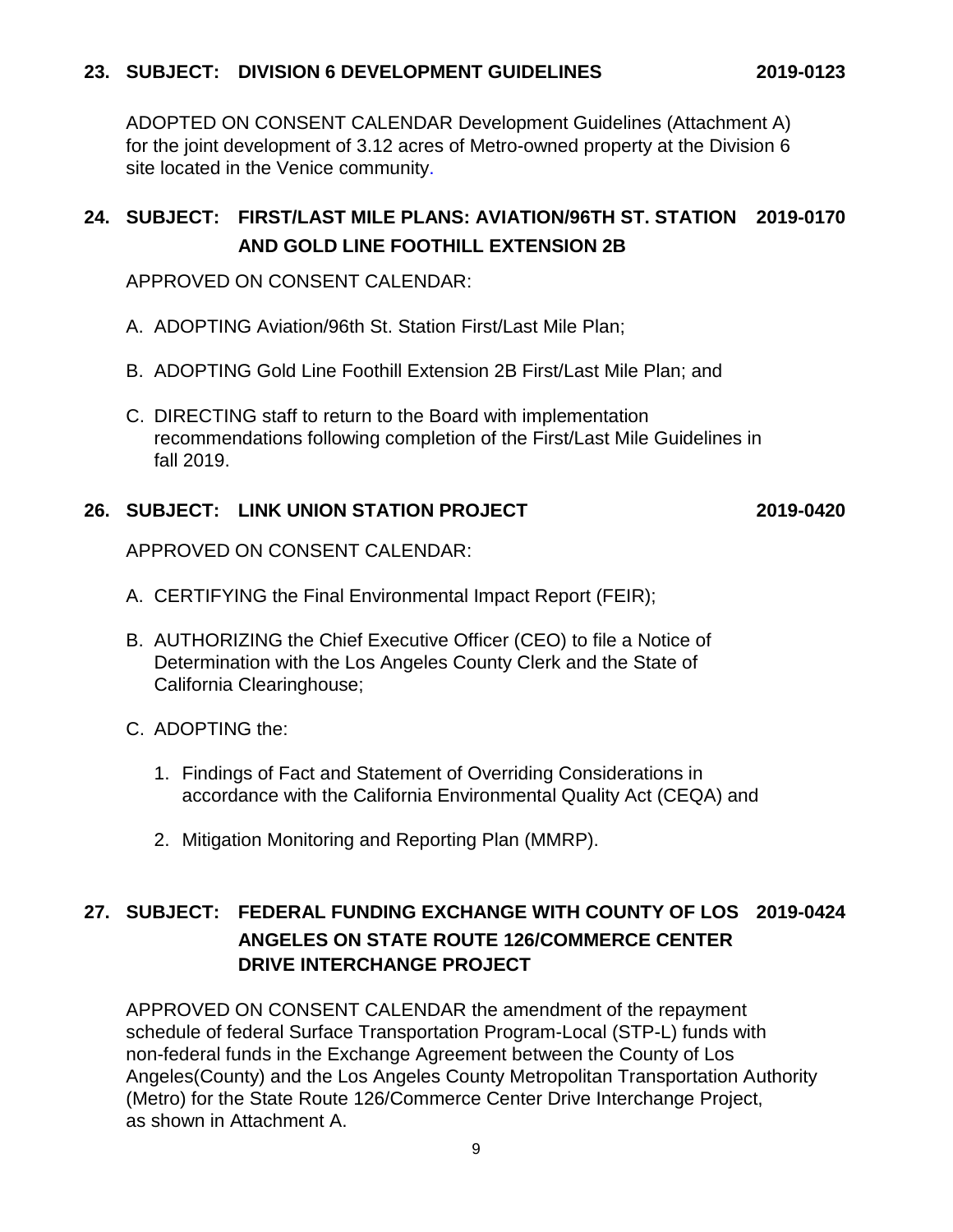**23. SUBJECT: DIVISION 6 DEVELOPMENT GUIDELINES 2019-0123**

ADOPTED ON CONSENT CALENDAR Development Guidelines (Attachment A) for the joint development of 3.12 acres of Metro-owned property at the Division 6 site located in the Venice community.

**24. SUBJECT: FIRST/LAST MILE PLANS: AVIATION/96TH ST. STATION AND GOLD LINE FOOTHILL EXTENSION 2B 2019-0170**

APPROVED ON CONSENT CALENDAR:

A. ADOPTING Aviation/96th St. Station First/Last Mile Plan;

B. ADOPTING Gold Line Foothill Extension 2B First/Last Mile Plan; and

C. DIRECTING staff to return to the Board with implementation recommendations following completion of the First/Last Mile Guidelines in fall 2019.

**26. SUBJECT: LINK UNION STATION PROJECT 2019-0420**

APPROVED ON CONSENT CALENDAR:

A. CERTIFYING the Final Environmental Impact Report (FEIR);

B. AUTHORIZING the Chief Executive Officer (CEO) to file a Notice of Determination with the Los Angeles County Clerk and the State of California Clearinghouse;

C. ADOPTING the:

1. Findings of Fact and Statement of Overriding Considerations in accordance with the California Environmental Quality Act (CEQA) and

2. Mitigation Monitoring and Reporting Plan (MMRP).

**27. SUBJECT: FEDERAL FUNDING EXCHANGE WITH COUNTY OF LOS ANGELES ON STATE ROUTE 126/COMMERCE CENTER DRIVE INTERCHANGE PROJECT 2019-0424**

APPROVED ON CONSENT CALENDAR the amendment of the repayment schedule of federal Surface Transportation Program-Local (STP-L) funds with non-federal funds in the Exchange Agreement between the County of Los Angeles(County) and the Los Angeles County Metropolitan Transportation Authority (Metro) for the State Route 126/Commerce Center Drive Interchange Project, as shown in Attachment A.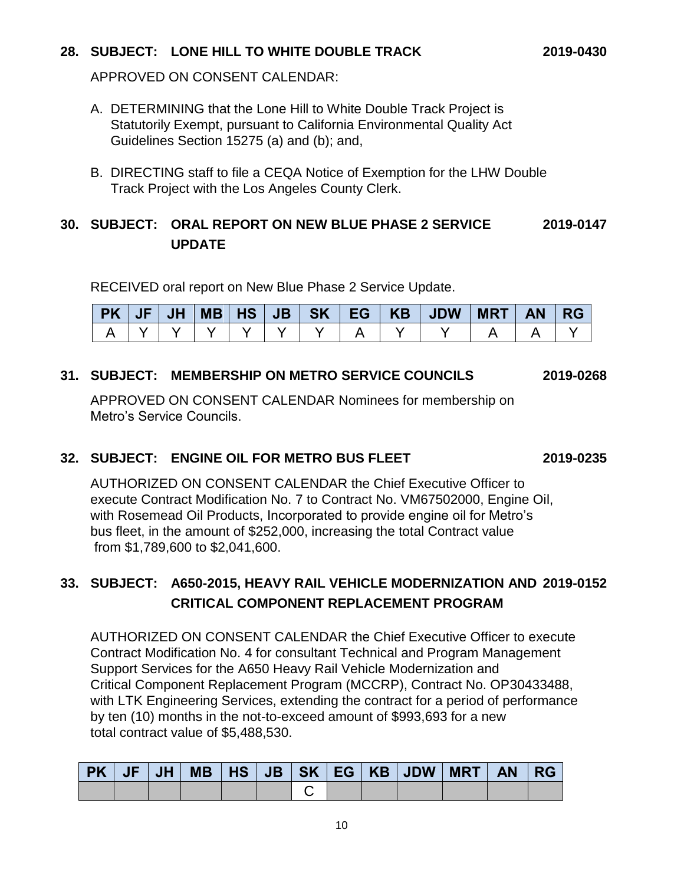**28. SUBJECT: LONE HILL TO WHITE DOUBLE TRACK 2019-0430**

APPROVED ON CONSENT CALENDAR:

A. DETERMINING that the Lone Hill to White Double Track Project is Statutorily Exempt, pursuant to California Environmental Quality Act Guidelines Section 15275 (a) and (b); and,

B. DIRECTING staff to file a CEQA Notice of Exemption for the LHW Double Track Project with the Los Angeles County Clerk.

**30. SUBJECT: ORAL REPORT ON NEW BLUE PHASE 2 SERVICE UPDATE 2019-0147**

RECEIVED oral report on New Blue Phase 2 Service Update.

| PK | JF | JH | MB | HS | JB | SK | EG | KB | JDW | MRT | AN | RG |
|---|---|---|---|---|---|---|---|---|---|---|---|---|
| A | Y | Y | Y | Y | Y | Y | A | Y | Y | A | A | Y |

**31. SUBJECT: MEMBERSHIP ON METRO SERVICE COUNCILS 2019-0268**

APPROVED ON CONSENT CALENDAR Nominees for membership on Metro's Service Councils.

**32. SUBJECT: ENGINE OIL FOR METRO BUS FLEET 2019-0235**

AUTHORIZED ON CONSENT CALENDAR the Chief Executive Officer to execute Contract Modification No. 7 to Contract No. VM67502000, Engine Oil, with Rosemead Oil Products, Incorporated to provide engine oil for Metro's bus fleet, in the amount of $252,000, increasing the total Contract value from $1,789,600 to $2,041,600.

**33. SUBJECT: A650-2015, HEAVY RAIL VEHICLE MODERNIZATION AND CRITICAL COMPONENT REPLACEMENT PROGRAM 2019-0152**

AUTHORIZED ON CONSENT CALENDAR the Chief Executive Officer to execute Contract Modification No. 4 for consultant Technical and Program Management Support Services for the A650 Heavy Rail Vehicle Modernization and Critical Component Replacement Program (MCCRP), Contract No. OP30433488, with LTK Engineering Services, extending the contract for a period of performance by ten (10) months in the not-to-exceed amount of $993,693 for a new total contract value of $5,488,530.

| PK | JF | JH | MB | HS | JB | SK | EG | KB | JDW | MRT | AN | RG |
|---|---|---|---|---|---|---|---|---|---|---|---|---|
| | | | | | | C | | | | | | |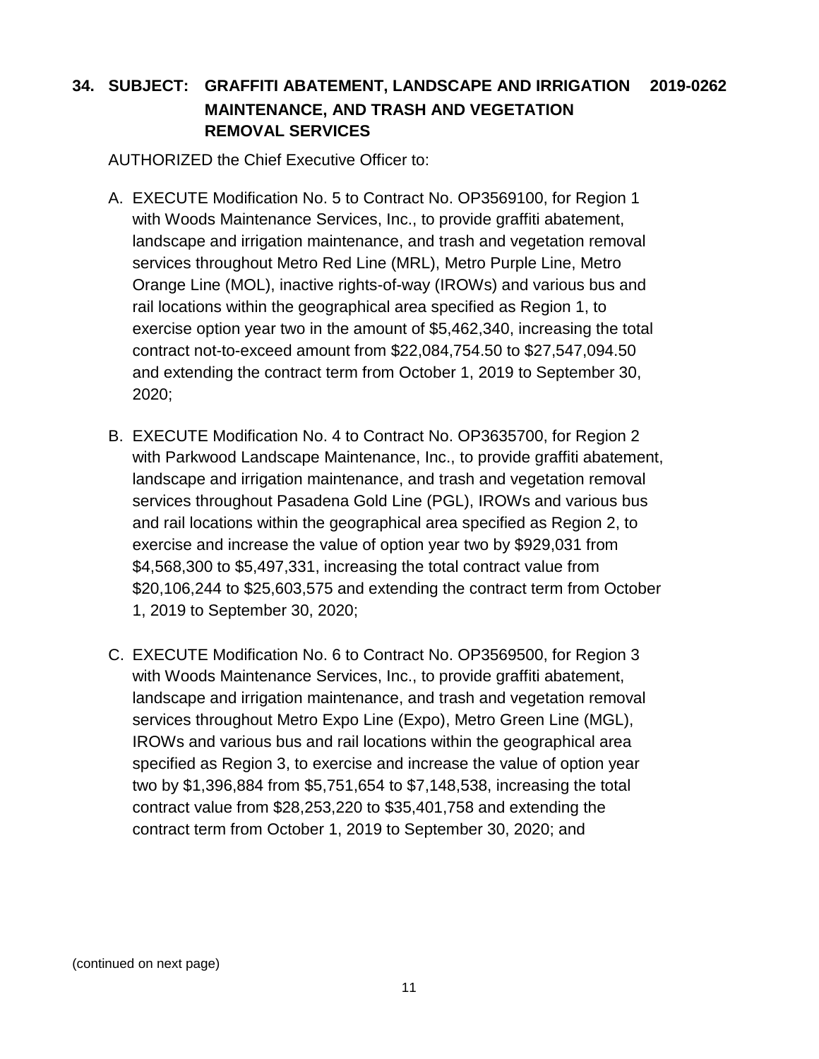### 34. SUBJECT: GRAFFITI ABATEMENT, LANDSCAPE AND IRRIGATION MAINTENANCE, AND TRASH AND VEGETATION REMOVAL SERVICES 2019-0262

AUTHORIZED the Chief Executive Officer to:

A. EXECUTE Modification No. 5 to Contract No. OP3569100, for Region 1 with Woods Maintenance Services, Inc., to provide graffiti abatement, landscape and irrigation maintenance, and trash and vegetation removal services throughout Metro Red Line (MRL), Metro Purple Line, Metro Orange Line (MOL), inactive rights-of-way (IROWs) and various bus and rail locations within the geographical area specified as Region 1, to exercise option year two in the amount of $5,462,340, increasing the total contract not-to-exceed amount from $22,084,754.50 to $27,547,094.50 and extending the contract term from October 1, 2019 to September 30, 2020;

B. EXECUTE Modification No. 4 to Contract No. OP3635700, for Region 2 with Parkwood Landscape Maintenance, Inc., to provide graffiti abatement, landscape and irrigation maintenance, and trash and vegetation removal services throughout Pasadena Gold Line (PGL), IROWs and various bus and rail locations within the geographical area specified as Region 2, to exercise and increase the value of option year two by $929,031 from $4,568,300 to $5,497,331, increasing the total contract value from $20,106,244 to $25,603,575 and extending the contract term from October 1, 2019 to September 30, 2020;

C. EXECUTE Modification No. 6 to Contract No. OP3569500, for Region 3 with Woods Maintenance Services, Inc., to provide graffiti abatement, landscape and irrigation maintenance, and trash and vegetation removal services throughout Metro Expo Line (Expo), Metro Green Line (MGL), IROWs and various bus and rail locations within the geographical area specified as Region 3, to exercise and increase the value of option year two by $1,396,884 from $5,751,654 to $7,148,538, increasing the total contract value from $28,253,220 to $35,401,758 and extending the contract term from October 1, 2019 to September 30, 2020; and

(continued on next page)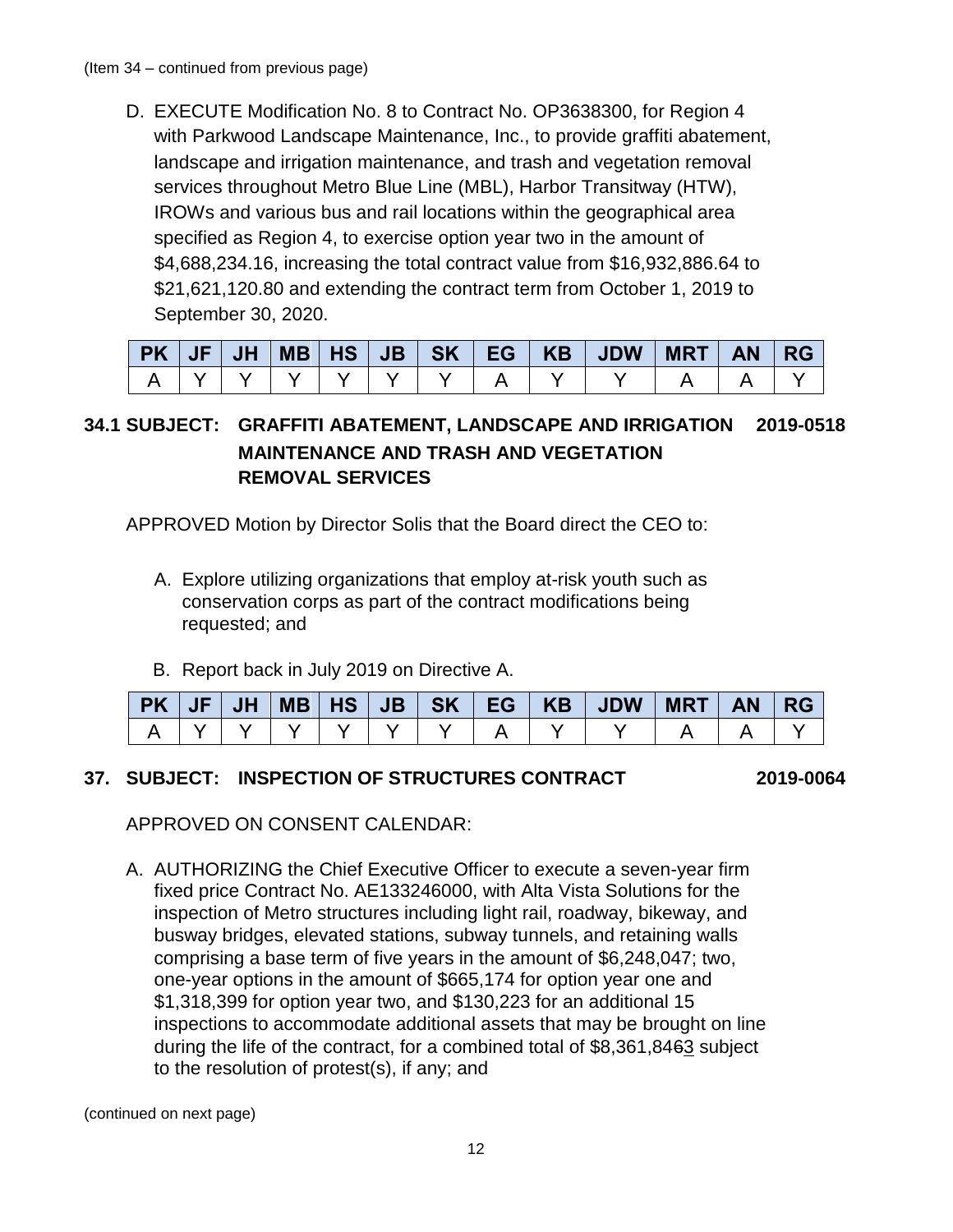(Item 34 – continued from previous page)

D. EXECUTE Modification No. 8 to Contract No. OP3638300, for Region 4 with Parkwood Landscape Maintenance, Inc., to provide graffiti abatement, landscape and irrigation maintenance, and trash and vegetation removal services throughout Metro Blue Line (MBL), Harbor Transitway (HTW), IROWs and various bus and rail locations within the geographical area specified as Region 4, to exercise option year two in the amount of $4,688,234.16, increasing the total contract value from $16,932,886.64 to $21,621,120.80 and extending the contract term from October 1, 2019 to September 30, 2020.

| PK | JF | JH | MB | HS | JB | SK | EG | KB | JDW | MRT | AN | RG |
|---|---|---|---|---|---|---|---|---|---|---|---|---|
| A | Y | Y | Y | Y | Y | Y | A | Y | Y | A | A | Y |

**34.1 SUBJECT: GRAFFITI ABATEMENT, LANDSCAPE AND IRRIGATION MAINTENANCE AND TRASH AND VEGETATION REMOVAL SERVICES** **2019-0518**

APPROVED Motion by Director Solis that the Board direct the CEO to:

A. Explore utilizing organizations that employ at-risk youth such as conservation corps as part of the contract modifications being requested; and

B. Report back in July 2019 on Directive A.

| PK | JF | JH | MB | HS | JB | SK | EG | KB | JDW | MRT | AN | RG |
|---|---|---|---|---|---|---|---|---|---|---|---|---|
| A | Y | Y | Y | Y | Y | Y | A | Y | Y | A | A | Y |

**37. SUBJECT: INSPECTION OF STRUCTURES CONTRACT** **2019-0064**

APPROVED ON CONSENT CALENDAR:

A. AUTHORIZING the Chief Executive Officer to execute a seven-year firm fixed price Contract No. AE133246000, with Alta Vista Solutions for the inspection of Metro structures including light rail, roadway, bikeway, and busway bridges, elevated stations, subway tunnels, and retaining walls comprising a base term of five years in the amount of $6,248,047; two, one-year options in the amount of $665,174 for option year one and $1,318,399 for option year two, and $130,223 for an additional 15 inspections to accommodate additional assets that may be brought on line during the life of the contract, for a combined total of $8,361,846~~6~~3 subject to the resolution of protest(s), if any; and

(continued on next page)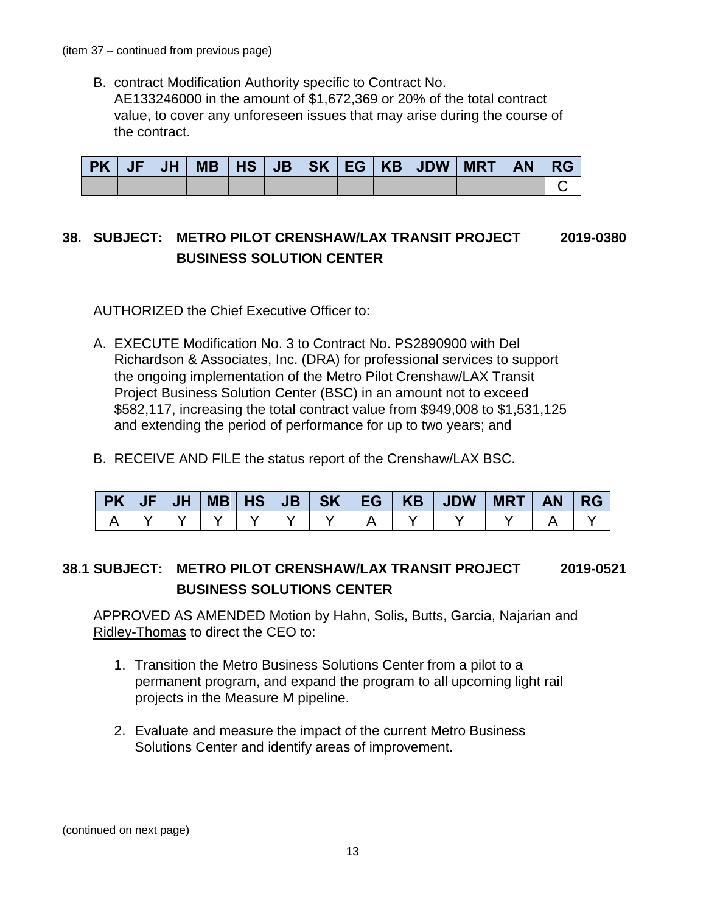(item 37 – continued from previous page)

B. contract Modification Authority specific to Contract No. AE133246000 in the amount of $1,672,369 or 20% of the total contract value, to cover any unforeseen issues that may arise during the course of the contract.

| PK | JF | JH | MB | HS | JB | SK | EG | KB | JDW | MRT | AN | RG |
|---|---|---|---|---|---|---|---|---|---|---|---|---|
| | | | | | | | | | | | | C |

**38. SUBJECT: METRO PILOT CRENSHAW/LAX TRANSIT PROJECT BUSINESS SOLUTION CENTER** **2019-0380**

AUTHORIZED the Chief Executive Officer to:

A. EXECUTE Modification No. 3 to Contract No. PS2890900 with Del Richardson & Associates, Inc. (DRA) for professional services to support the ongoing implementation of the Metro Pilot Crenshaw/LAX Transit Project Business Solution Center (BSC) in an amount not to exceed $582,117, increasing the total contract value from $949,008 to $1,531,125 and extending the period of performance for up to two years; and

B. RECEIVE AND FILE the status report of the Crenshaw/LAX BSC.

| PK | JF | JH | MB | HS | JB | SK | EG | KB | JDW | MRT | AN | RG |
|---|---|---|---|---|---|---|---|---|---|---|---|---|
| A | Y | Y | Y | Y | Y | Y | A | Y | Y | Y | A | Y |

**38.1 SUBJECT: METRO PILOT CRENSHAW/LAX TRANSIT PROJECT BUSINESS SOLUTIONS CENTER** **2019-0521**

APPROVED AS AMENDED Motion by Hahn, Solis, Butts, Garcia, Najarian and Ridley-Thomas to direct the CEO to:

1. Transition the Metro Business Solutions Center from a pilot to a permanent program, and expand the program to all upcoming light rail projects in the Measure M pipeline.

2. Evaluate and measure the impact of the current Metro Business Solutions Center and identify areas of improvement.

(continued on next page)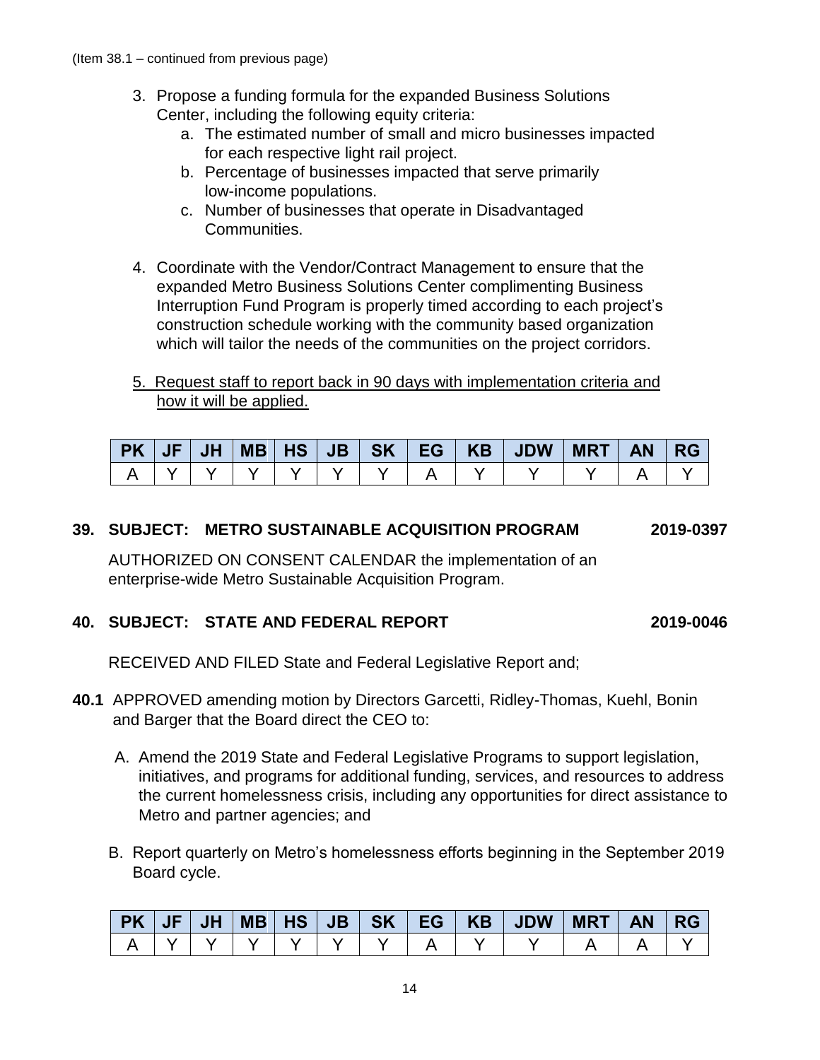(Item 38.1 – continued from previous page)

3. Propose a funding formula for the expanded Business Solutions Center, including the following equity criteria:
   a. The estimated number of small and micro businesses impacted for each respective light rail project.
   b. Percentage of businesses impacted that serve primarily low-income populations.
   c. Number of businesses that operate in Disadvantaged Communities.

4. Coordinate with the Vendor/Contract Management to ensure that the expanded Metro Business Solutions Center complimenting Business Interruption Fund Program is properly timed according to each project's construction schedule working with the community based organization which will tailor the needs of the communities on the project corridors.

5. <u>Request staff to report back in 90 days with implementation criteria and how it will be applied.</u>

| PK | JF | JH | MB | HS | JB | SK | EG | KB | JDW | MRT | AN | RG |
|---|---|---|---|---|---|---|---|---|---|---|---|---|
| A | Y | Y | Y | Y | Y | Y | A | Y | Y | Y | A | Y |

**39. SUBJECT: METRO SUSTAINABLE ACQUISITION PROGRAM 2019-0397**

AUTHORIZED ON CONSENT CALENDAR the implementation of an enterprise-wide Metro Sustainable Acquisition Program.

**40. SUBJECT: STATE AND FEDERAL REPORT 2019-0046**

RECEIVED AND FILED State and Federal Legislative Report and;

**40.1** APPROVED amending motion by Directors Garcetti, Ridley-Thomas, Kuehl, Bonin and Barger that the Board direct the CEO to:

A. Amend the 2019 State and Federal Legislative Programs to support legislation, initiatives, and programs for additional funding, services, and resources to address the current homelessness crisis, including any opportunities for direct assistance to Metro and partner agencies; and

B. Report quarterly on Metro's homelessness efforts beginning in the September 2019 Board cycle.

| PK | JF | JH | MB | HS | JB | SK | EG | KB | JDW | MRT | AN | RG |
|---|---|---|---|---|---|---|---|---|---|---|---|---|
| A | Y | Y | Y | Y | Y | Y | A | Y | Y | A | A | Y |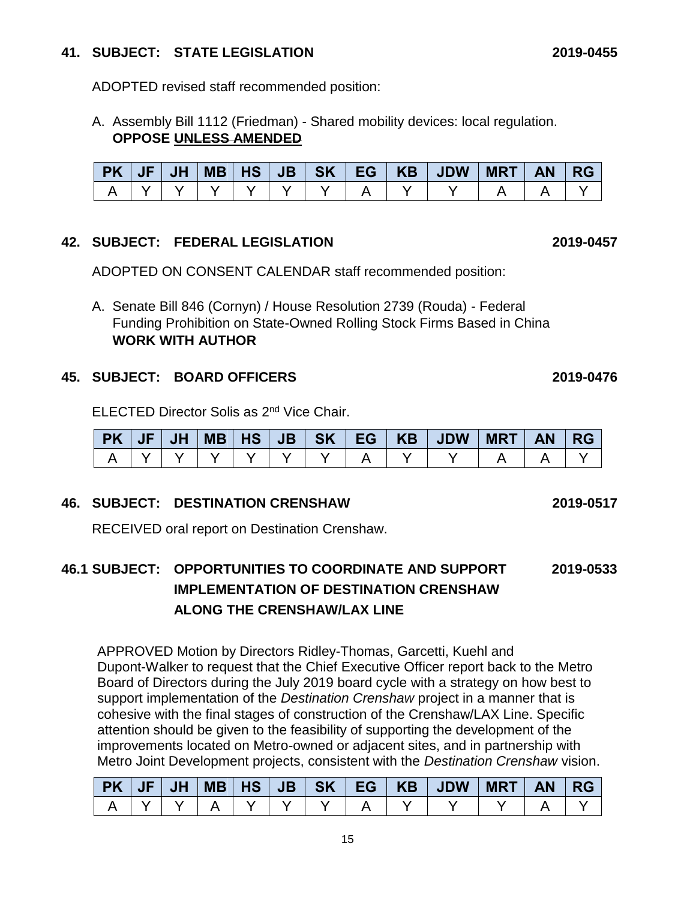**41. SUBJECT: STATE LEGISLATION 2019-0455**

ADOPTED revised staff recommended position:

A. Assembly Bill 1112 (Friedman) - Shared mobility devices: local regulation.
**OPPOSE ~~UNLESS AMENDED~~**

| PK | JF | JH | MB | HS | JB | SK | EG | KB | JDW | MRT | AN | RG |
|---|---|---|---|---|---|---|---|---|---|---|---|---|
| A | Y | Y | Y | Y | Y | Y | A | Y | Y | A | A | Y |

**42. SUBJECT: FEDERAL LEGISLATION 2019-0457**

ADOPTED ON CONSENT CALENDAR staff recommended position:

A. Senate Bill 846 (Cornyn) / House Resolution 2739 (Rouda) - Federal Funding Prohibition on State-Owned Rolling Stock Firms Based in China
**WORK WITH AUTHOR**

**45. SUBJECT: BOARD OFFICERS 2019-0476**

ELECTED Director Solis as 2nd Vice Chair.

| PK | JF | JH | MB | HS | JB | SK | EG | KB | JDW | MRT | AN | RG |
|---|---|---|---|---|---|---|---|---|---|---|---|---|
| A | Y | Y | Y | Y | Y | Y | A | Y | Y | A | A | Y |

**46. SUBJECT: DESTINATION CRENSHAW 2019-0517**

RECEIVED oral report on Destination Crenshaw.

**46.1 SUBJECT: OPPORTUNITIES TO COORDINATE AND SUPPORT IMPLEMENTATION OF DESTINATION CRENSHAW ALONG THE CRENSHAW/LAX LINE 2019-0533**

APPROVED Motion by Directors Ridley-Thomas, Garcetti, Kuehl and Dupont-Walker to request that the Chief Executive Officer report back to the Metro Board of Directors during the July 2019 board cycle with a strategy on how best to support implementation of the *Destination Crenshaw* project in a manner that is cohesive with the final stages of construction of the Crenshaw/LAX Line. Specific attention should be given to the feasibility of supporting the development of the improvements located on Metro-owned or adjacent sites, and in partnership with Metro Joint Development projects, consistent with the *Destination Crenshaw* vision.

| PK | JF | JH | MB | HS | JB | SK | EG | KB | JDW | MRT | AN | RG |
|---|---|---|---|---|---|---|---|---|---|---|---|---|
| A | Y | Y | A | Y | Y | Y | A | Y | Y | Y | A | Y |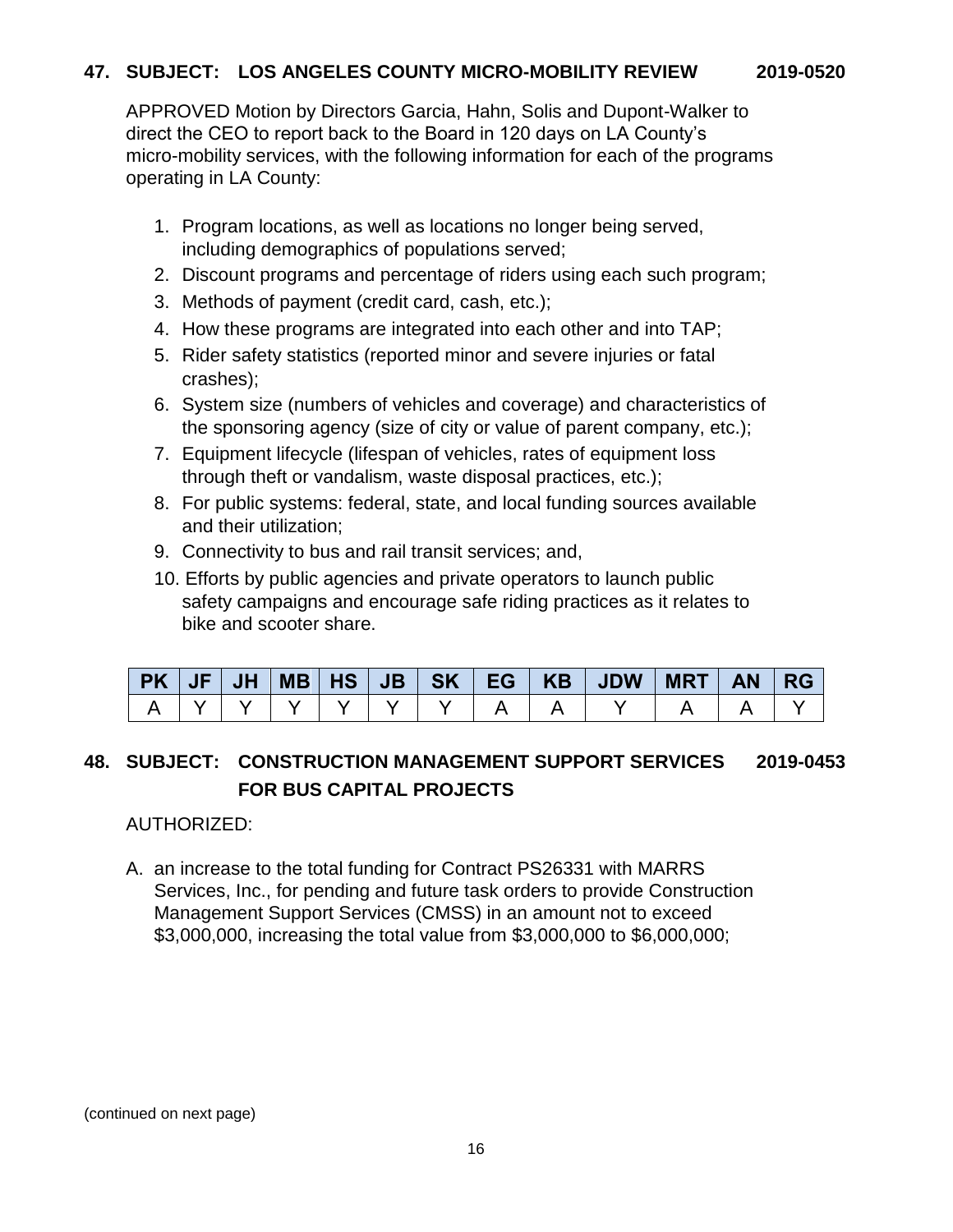**47. SUBJECT: LOS ANGELES COUNTY MICRO-MOBILITY REVIEW 2019-0520**

APPROVED Motion by Directors Garcia, Hahn, Solis and Dupont-Walker to direct the CEO to report back to the Board in 120 days on LA County's micro-mobility services, with the following information for each of the programs operating in LA County:

1. Program locations, as well as locations no longer being served, including demographics of populations served;
2. Discount programs and percentage of riders using each such program;
3. Methods of payment (credit card, cash, etc.);
4. How these programs are integrated into each other and into TAP;
5. Rider safety statistics (reported minor and severe injuries or fatal crashes);
6. System size (numbers of vehicles and coverage) and characteristics of the sponsoring agency (size of city or value of parent company, etc.);
7. Equipment lifecycle (lifespan of vehicles, rates of equipment loss through theft or vandalism, waste disposal practices, etc.);
8. For public systems: federal, state, and local funding sources available and their utilization;
9. Connectivity to bus and rail transit services; and,
10. Efforts by public agencies and private operators to launch public safety campaigns and encourage safe riding practices as it relates to bike and scooter share.

| PK | JF | JH | MB | HS | JB | SK | EG | KB | JDW | MRT | AN | RG |
|---|---|---|---|---|---|---|---|---|---|---|---|---|
| A | Y | Y | Y | Y | Y | Y | A | A | Y | A | A | Y |

**48. SUBJECT: CONSTRUCTION MANAGEMENT SUPPORT SERVICES FOR BUS CAPITAL PROJECTS 2019-0453**

AUTHORIZED:

A. an increase to the total funding for Contract PS26331 with MARRS Services, Inc., for pending and future task orders to provide Construction Management Support Services (CMSS) in an amount not to exceed \$3,000,000, increasing the total value from \$3,000,000 to \$6,000,000;

(continued on next page)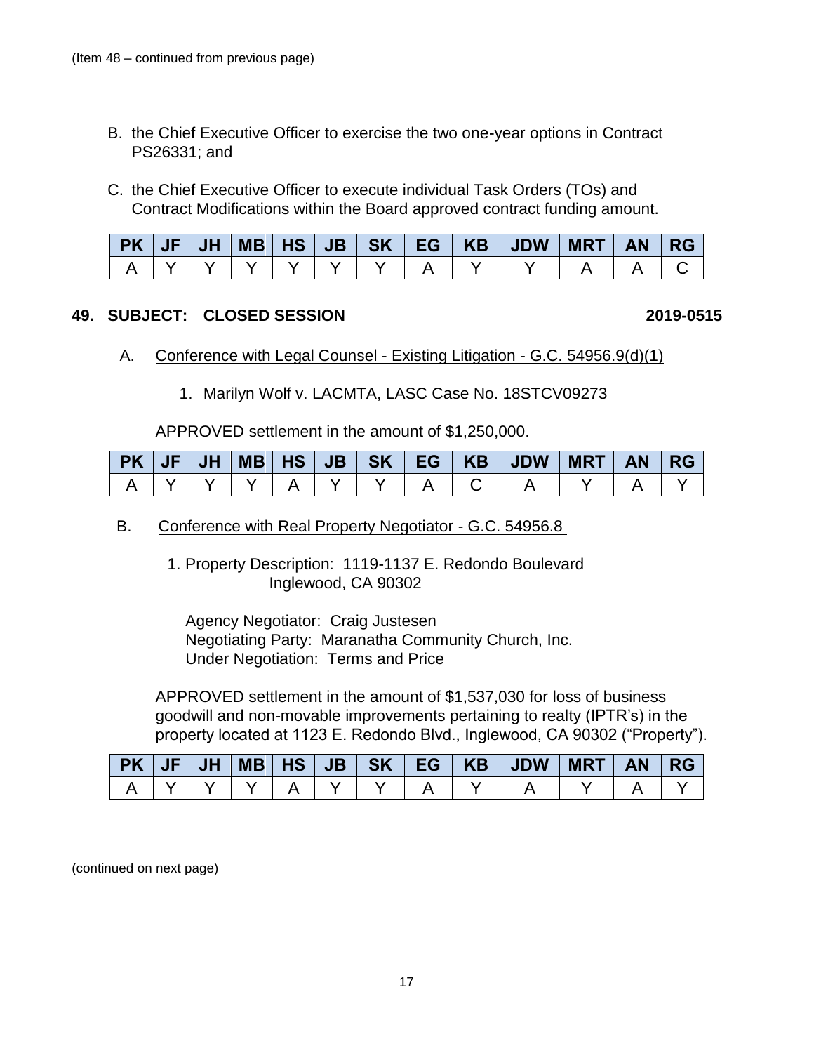(Item 48 – continued from previous page)

B. the Chief Executive Officer to exercise the two one-year options in Contract PS26331; and

C. the Chief Executive Officer to execute individual Task Orders (TOs) and Contract Modifications within the Board approved contract funding amount.

| PK | JF | JH | MB | HS | JB | SK | EG | KB | JDW | MRT | AN | RG |
|---|---|---|---|---|---|---|---|---|---|---|---|---|
| A | Y | Y | Y | Y | Y | Y | A | Y | Y | A | A | C |

**49. SUBJECT: CLOSED SESSION** **2019-0515**

A. Conference with Legal Counsel - Existing Litigation - G.C. 54956.9(d)(1)

1. Marilyn Wolf v. LACMTA, LASC Case No. 18STCV09273

APPROVED settlement in the amount of $1,250,000.

| PK | JF | JH | MB | HS | JB | SK | EG | KB | JDW | MRT | AN | RG |
|---|---|---|---|---|---|---|---|---|---|---|---|---|
| A | Y | Y | Y | A | Y | Y | A | C | A | Y | A | Y |

B. Conference with Real Property Negotiator - G.C. 54956.8

1. Property Description: 1119-1137 E. Redondo Boulevard
Inglewood, CA 90302

Agency Negotiator: Craig Justesen
Negotiating Party: Maranatha Community Church, Inc.
Under Negotiation: Terms and Price

APPROVED settlement in the amount of $1,537,030 for loss of business goodwill and non-movable improvements pertaining to realty (IPTR's) in the property located at 1123 E. Redondo Blvd., Inglewood, CA 90302 ("Property").

| PK | JF | JH | MB | HS | JB | SK | EG | KB | JDW | MRT | AN | RG |
|---|---|---|---|---|---|---|---|---|---|---|---|---|
| A | Y | Y | Y | A | Y | Y | A | Y | A | Y | A | Y |

(continued on next page)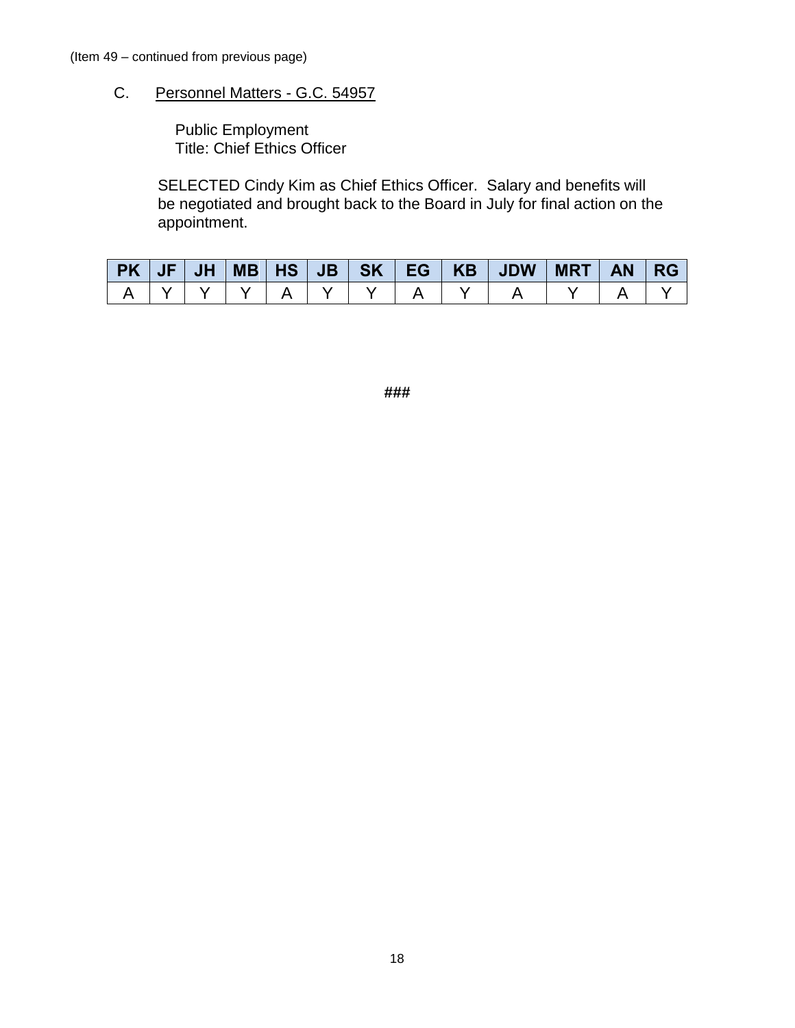(Item 49 – continued from previous page)

C. Personnel Matters - G.C. 54957

Public Employment
Title: Chief Ethics Officer

SELECTED Cindy Kim as Chief Ethics Officer. Salary and benefits will be negotiated and brought back to the Board in July for final action on the appointment.

| PK | JF | JH | MB | HS | JB | SK | EG | KB | JDW | MRT | AN | RG |
|---|---|---|---|---|---|---|---|---|---|---|---|---|
| A | Y | Y | Y | A | Y | Y | A | Y | A | Y | A | Y |

###